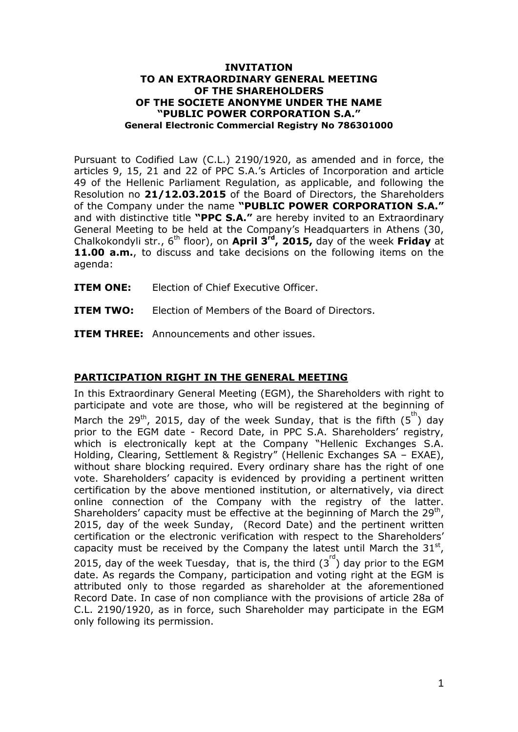# INVITATION
# TO AN EXTRAORDINARY GENERAL MEETING
# OF THE SHAREHOLDERS
# OF THE SOCIETE ANONYME UNDER THE NAME
# "PUBLIC POWER CORPORATION S.A."
**General Electronic Commercial Registry No 786301000**

Pursuant to Codified Law (C.L.) 2190/1920, as amended and in force, the articles 9, 15, 21 and 22 of PPC S.A.'s Articles of Incorporation and article 49 of the Hellenic Parliament Regulation, as applicable, and following the Resolution no **21/12.03.2015** of the Board of Directors, the Shareholders of the Company under the name **"PUBLIC POWER CORPORATION S.A."** and with distinctive title **"PPC S.A."** are hereby invited to an Extraordinary General Meeting to be held at the Company's Headquarters in Athens (30, Chalkokondyli str., 6th floor), on **April 3rd, 2015,** day of the week **Friday** at **11.00 a.m.**, to discuss and take decisions on the following items on the agenda:

**ITEM ONE:** Election of Chief Executive Officer.

**ITEM TWO:** Election of Members of the Board of Directors.

**ITEM THREE:** Announcements and other issues.

## PARTICIPATION RIGHT IN THE GENERAL MEETING

In this Extraordinary General Meeting (EGM), the Shareholders with right to participate and vote are those, who will be registered at the beginning of March the 29th, 2015, day of the week Sunday, that is the fifth (5th) day prior to the EGM date - Record Date, in PPC S.A. Shareholders' registry, which is electronically kept at the Company "Hellenic Exchanges S.A. Holding, Clearing, Settlement & Registry" (Hellenic Exchanges SA – EXAE), without share blocking required. Every ordinary share has the right of one vote. Shareholders' capacity is evidenced by providing a pertinent written certification by the above mentioned institution, or alternatively, via direct online connection of the Company with the registry of the latter. Shareholders' capacity must be effective at the beginning of March the 29th, 2015, day of the week Sunday, (Record Date) and the pertinent written certification or the electronic verification with respect to the Shareholders' capacity must be received by the Company the latest until March the 31st, 2015, day of the week Tuesday, that is, the third (3rd) day prior to the EGM date. As regards the Company, participation and voting right at the EGM is attributed only to those regarded as shareholder at the aforementioned Record Date. In case of non compliance with the provisions of article 28a of C.L. 2190/1920, as in force, such Shareholder may participate in the EGM only following its permission.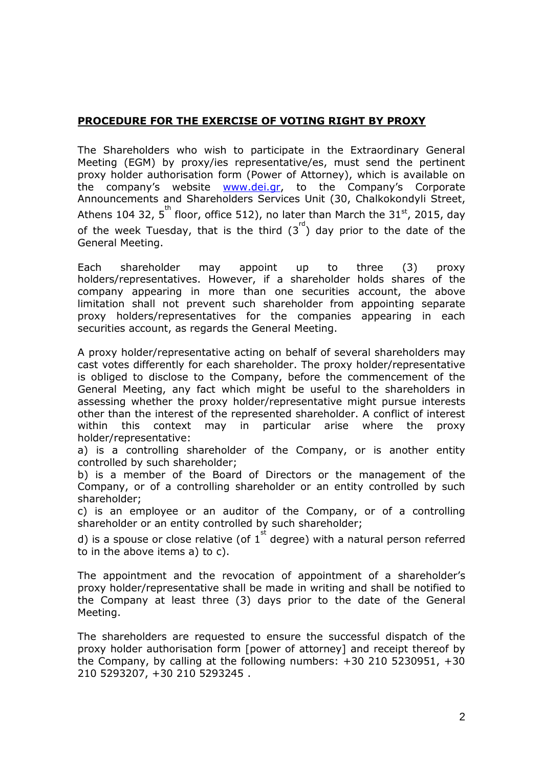**PROCEDURE FOR THE EXERCISE OF VOTING RIGHT BY PROXY**

The Shareholders who wish to participate in the Extraordinary General Meeting (EGM) by proxy/ies representative/es, must send the pertinent proxy holder authorisation form (Power of Attorney), which is available on the company's website www.dei.gr, to the Company's Corporate Announcements and Shareholders Services Unit (30, Chalkokondyli Street, Athens 104 32, 5th floor, office 512), no later than March the 31st, 2015, day of the week Tuesday, that is the third (3rd) day prior to the date of the General Meeting.

Each shareholder may appoint up to three (3) proxy holders/representatives. However, if a shareholder holds shares of the company appearing in more than one securities account, the above limitation shall not prevent such shareholder from appointing separate proxy holders/representatives for the companies appearing in each securities account, as regards the General Meeting.

A proxy holder/representative acting on behalf of several shareholders may cast votes differently for each shareholder. The proxy holder/representative is obliged to disclose to the Company, before the commencement of the General Meeting, any fact which might be useful to the shareholders in assessing whether the proxy holder/representative might pursue interests other than the interest of the represented shareholder. A conflict of interest within this context may in particular arise where the proxy holder/representative:

a) is a controlling shareholder of the Company, or is another entity controlled by such shareholder;

b) is a member of the Board of Directors or the management of the Company, or of a controlling shareholder or an entity controlled by such shareholder;

c) is an employee or an auditor of the Company, or of a controlling shareholder or an entity controlled by such shareholder;

d) is a spouse or close relative (of 1st degree) with a natural person referred to in the above items a) to c).

The appointment and the revocation of appointment of a shareholder's proxy holder/representative shall be made in writing and shall be notified to the Company at least three (3) days prior to the date of the General Meeting.

The shareholders are requested to ensure the successful dispatch of the proxy holder authorisation form [power of attorney] and receipt thereof by the Company, by calling at the following numbers: +30 210 5230951, +30 210 5293207, +30 210 5293245 .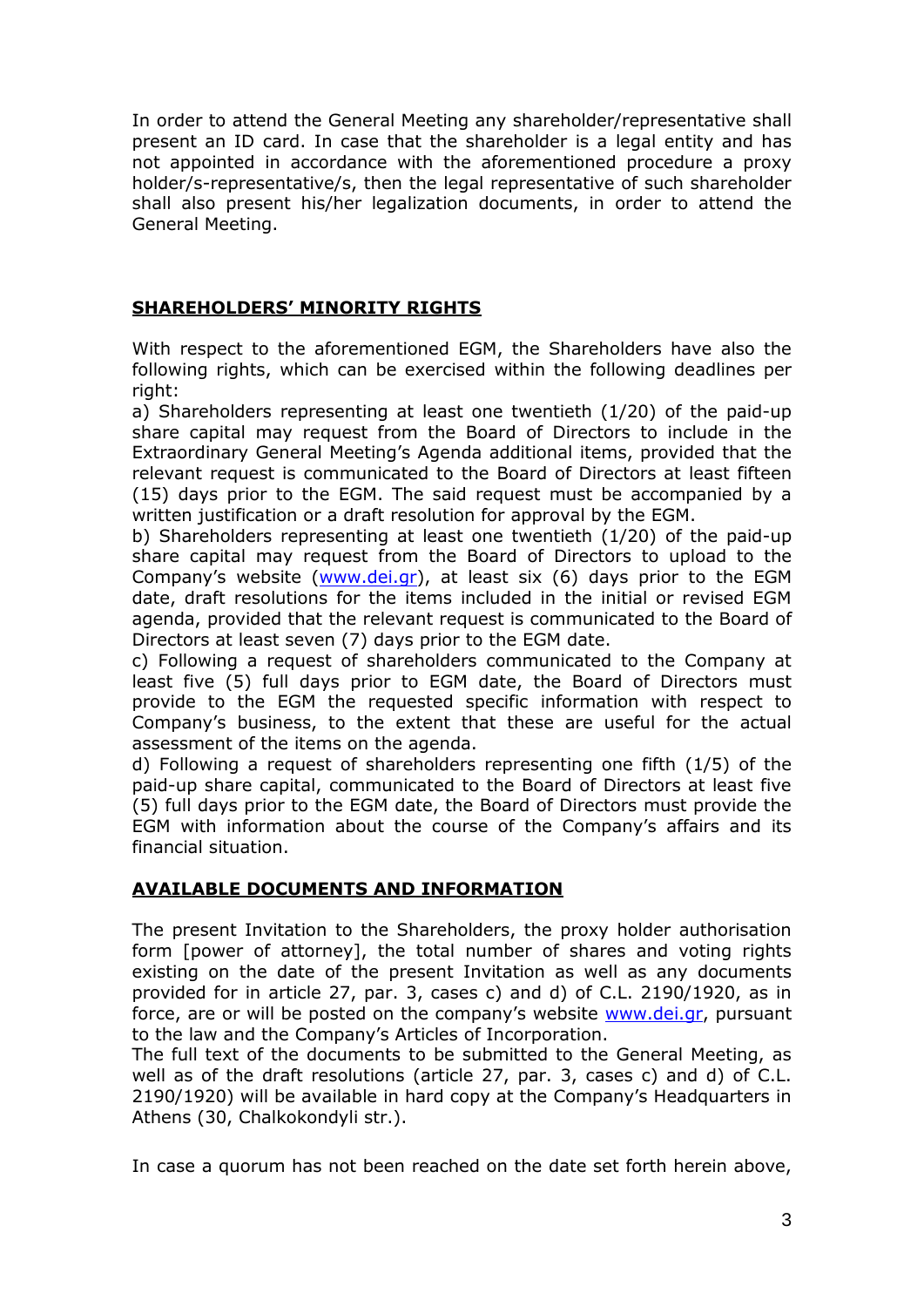In order to attend the General Meeting any shareholder/representative shall present an ID card. In case that the shareholder is a legal entity and has not appointed in accordance with the aforementioned procedure a proxy holder/s-representative/s, then the legal representative of such shareholder shall also present his/her legalization documents, in order to attend the General Meeting.

## SHAREHOLDERS' MINORITY RIGHTS

With respect to the aforementioned EGM, the Shareholders have also the following rights, which can be exercised within the following deadlines per right:

a) Shareholders representing at least one twentieth (1/20) of the paid-up share capital may request from the Board of Directors to include in the Extraordinary General Meeting's Agenda additional items, provided that the relevant request is communicated to the Board of Directors at least fifteen (15) days prior to the EGM. The said request must be accompanied by a written justification or a draft resolution for approval by the EGM.

b) Shareholders representing at least one twentieth (1/20) of the paid-up share capital may request from the Board of Directors to upload to the Company's website (www.dei.gr), at least six (6) days prior to the EGM date, draft resolutions for the items included in the initial or revised EGM agenda, provided that the relevant request is communicated to the Board of Directors at least seven (7) days prior to the EGM date.

c) Following a request of shareholders communicated to the Company at least five (5) full days prior to EGM date, the Board of Directors must provide to the EGM the requested specific information with respect to Company's business, to the extent that these are useful for the actual assessment of the items on the agenda.

d) Following a request of shareholders representing one fifth (1/5) of the paid-up share capital, communicated to the Board of Directors at least five (5) full days prior to the EGM date, the Board of Directors must provide the EGM with information about the course of the Company's affairs and its financial situation.

## AVAILABLE DOCUMENTS AND INFORMATION

The present Invitation to the Shareholders, the proxy holder authorisation form [power of attorney], the total number of shares and voting rights existing on the date of the present Invitation as well as any documents provided for in article 27, par. 3, cases c) and d) of C.L. 2190/1920, as in force, are or will be posted on the company's website www.dei.gr, pursuant to the law and the Company's Articles of Incorporation.

The full text of the documents to be submitted to the General Meeting, as well as of the draft resolutions (article 27, par. 3, cases c) and d) of C.L. 2190/1920) will be available in hard copy at the Company's Headquarters in Athens (30, Chalkokondyli str.).

In case a quorum has not been reached on the date set forth herein above,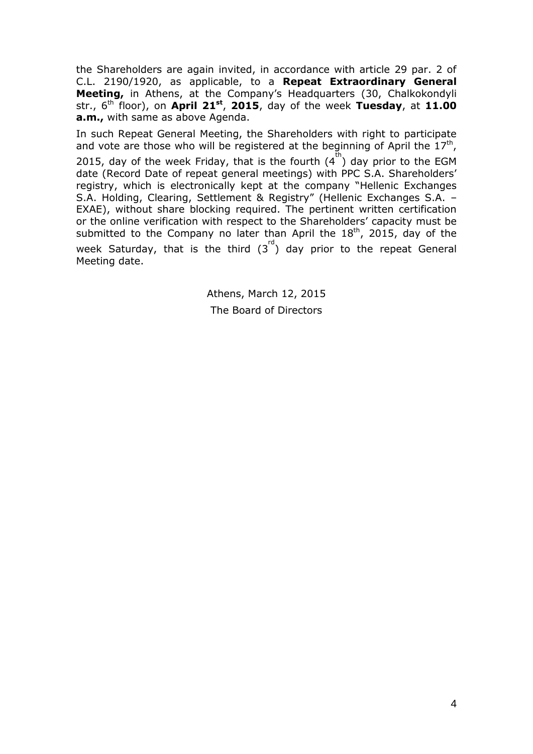the Shareholders are again invited, in accordance with article 29 par. 2 of C.L. 2190/1920, as applicable, to a **Repeat Extraordinary General Meeting,** in Athens, at the Company's Headquarters (30, Chalkokondyli str., 6th floor), on **April 21st**, **2015**, day of the week **Tuesday**, at **11.00 a.m.,** with same as above Agenda.

In such Repeat General Meeting, the Shareholders with right to participate and vote are those who will be registered at the beginning of April the 17th, 2015, day of the week Friday, that is the fourth (4th) day prior to the EGM date (Record Date of repeat general meetings) with PPC S.A. Shareholders' registry, which is electronically kept at the company "Hellenic Exchanges S.A. Holding, Clearing, Settlement & Registry" (Hellenic Exchanges S.A. – EXAE), without share blocking required. The pertinent written certification or the online verification with respect to the Shareholders' capacity must be submitted to the Company no later than April the 18th, 2015, day of the week Saturday, that is the third (3rd) day prior to the repeat General Meeting date.

Athens, March 12, 2015

The Board of Directors